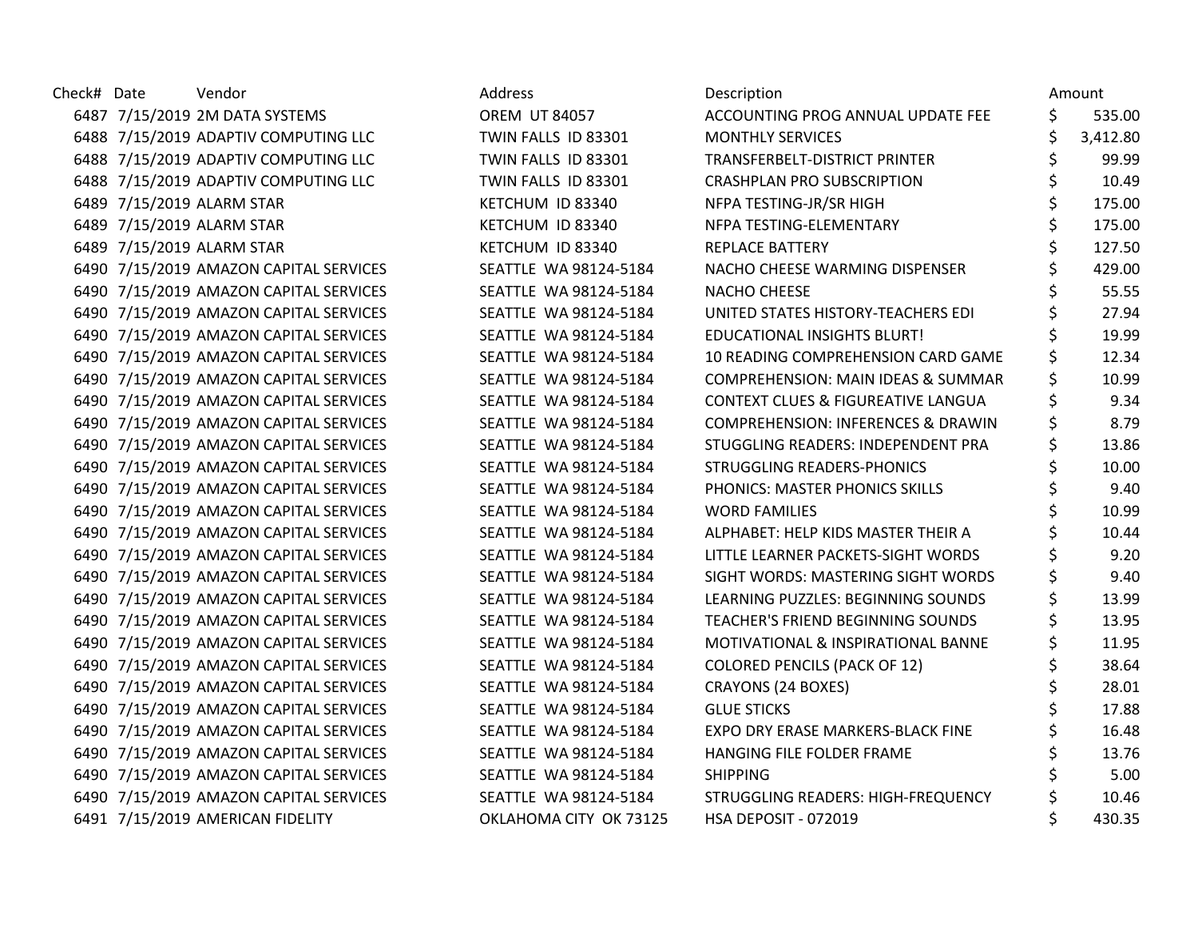| Check# | Date | Vendor | Address | Description | Amount |
|---|---|---|---|---|---|
| 6487 | 7/15/2019 | 2M DATA SYSTEMS | OREM UT 84057 | ACCOUNTING PROG ANNUAL UPDATE FEE | $ 535.00 |
| 6488 | 7/15/2019 | ADAPTIV COMPUTING LLC | TWIN FALLS ID 83301 | MONTHLY SERVICES | $ 3,412.80 |
| 6488 | 7/15/2019 | ADAPTIV COMPUTING LLC | TWIN FALLS ID 83301 | TRANSFERBELT-DISTRICT PRINTER | $ 99.99 |
| 6488 | 7/15/2019 | ADAPTIV COMPUTING LLC | TWIN FALLS ID 83301 | CRASHPLAN PRO SUBSCRIPTION | $ 10.49 |
| 6489 | 7/15/2019 | ALARM STAR | KETCHUM ID 83340 | NFPA TESTING-JR/SR HIGH | $ 175.00 |
| 6489 | 7/15/2019 | ALARM STAR | KETCHUM ID 83340 | NFPA TESTING-ELEMENTARY | $ 175.00 |
| 6489 | 7/15/2019 | ALARM STAR | KETCHUM ID 83340 | REPLACE BATTERY | $ 127.50 |
| 6490 | 7/15/2019 | AMAZON CAPITAL SERVICES | SEATTLE WA 98124-5184 | NACHO CHEESE WARMING DISPENSER | $ 429.00 |
| 6490 | 7/15/2019 | AMAZON CAPITAL SERVICES | SEATTLE WA 98124-5184 | NACHO CHEESE | $ 55.55 |
| 6490 | 7/15/2019 | AMAZON CAPITAL SERVICES | SEATTLE WA 98124-5184 | UNITED STATES HISTORY-TEACHERS EDI | $ 27.94 |
| 6490 | 7/15/2019 | AMAZON CAPITAL SERVICES | SEATTLE WA 98124-5184 | EDUCATIONAL INSIGHTS BLURT! | $ 19.99 |
| 6490 | 7/15/2019 | AMAZON CAPITAL SERVICES | SEATTLE WA 98124-5184 | 10 READING COMPREHENSION CARD GAME | $ 12.34 |
| 6490 | 7/15/2019 | AMAZON CAPITAL SERVICES | SEATTLE WA 98124-5184 | COMPREHENSION: MAIN IDEAS & SUMMAR | $ 10.99 |
| 6490 | 7/15/2019 | AMAZON CAPITAL SERVICES | SEATTLE WA 98124-5184 | CONTEXT CLUES & FIGUREATIVE LANGUA | $ 9.34 |
| 6490 | 7/15/2019 | AMAZON CAPITAL SERVICES | SEATTLE WA 98124-5184 | COMPREHENSION: INFERENCES & DRAWIN | $ 8.79 |
| 6490 | 7/15/2019 | AMAZON CAPITAL SERVICES | SEATTLE WA 98124-5184 | STUGGLING READERS: INDEPENDENT PRA | $ 13.86 |
| 6490 | 7/15/2019 | AMAZON CAPITAL SERVICES | SEATTLE WA 98124-5184 | STRUGGLING READERS-PHONICS | $ 10.00 |
| 6490 | 7/15/2019 | AMAZON CAPITAL SERVICES | SEATTLE WA 98124-5184 | PHONICS: MASTER PHONICS SKILLS | $ 9.40 |
| 6490 | 7/15/2019 | AMAZON CAPITAL SERVICES | SEATTLE WA 98124-5184 | WORD FAMILIES | $ 10.99 |
| 6490 | 7/15/2019 | AMAZON CAPITAL SERVICES | SEATTLE WA 98124-5184 | ALPHABET: HELP KIDS MASTER THEIR A | $ 10.44 |
| 6490 | 7/15/2019 | AMAZON CAPITAL SERVICES | SEATTLE WA 98124-5184 | LITTLE LEARNER PACKETS-SIGHT WORDS | $ 9.20 |
| 6490 | 7/15/2019 | AMAZON CAPITAL SERVICES | SEATTLE WA 98124-5184 | SIGHT WORDS: MASTERING SIGHT WORDS | $ 9.40 |
| 6490 | 7/15/2019 | AMAZON CAPITAL SERVICES | SEATTLE WA 98124-5184 | LEARNING PUZZLES: BEGINNING SOUNDS | $ 13.99 |
| 6490 | 7/15/2019 | AMAZON CAPITAL SERVICES | SEATTLE WA 98124-5184 | TEACHER'S FRIEND BEGINNING SOUNDS | $ 13.95 |
| 6490 | 7/15/2019 | AMAZON CAPITAL SERVICES | SEATTLE WA 98124-5184 | MOTIVATIONAL & INSPIRATIONAL BANNE | $ 11.95 |
| 6490 | 7/15/2019 | AMAZON CAPITAL SERVICES | SEATTLE WA 98124-5184 | COLORED PENCILS (PACK OF 12) | $ 38.64 |
| 6490 | 7/15/2019 | AMAZON CAPITAL SERVICES | SEATTLE WA 98124-5184 | CRAYONS (24 BOXES) | $ 28.01 |
| 6490 | 7/15/2019 | AMAZON CAPITAL SERVICES | SEATTLE WA 98124-5184 | GLUE STICKS | $ 17.88 |
| 6490 | 7/15/2019 | AMAZON CAPITAL SERVICES | SEATTLE WA 98124-5184 | EXPO DRY ERASE MARKERS-BLACK FINE | $ 16.48 |
| 6490 | 7/15/2019 | AMAZON CAPITAL SERVICES | SEATTLE WA 98124-5184 | HANGING FILE FOLDER FRAME | $ 13.76 |
| 6490 | 7/15/2019 | AMAZON CAPITAL SERVICES | SEATTLE WA 98124-5184 | SHIPPING | $ 5.00 |
| 6490 | 7/15/2019 | AMAZON CAPITAL SERVICES | SEATTLE WA 98124-5184 | STRUGGLING READERS: HIGH-FREQUENCY | $ 10.46 |
| 6491 | 7/15/2019 | AMERICAN FIDELITY | OKLAHOMA CITY OK 73125 | HSA DEPOSIT - 072019 | $ 430.35 |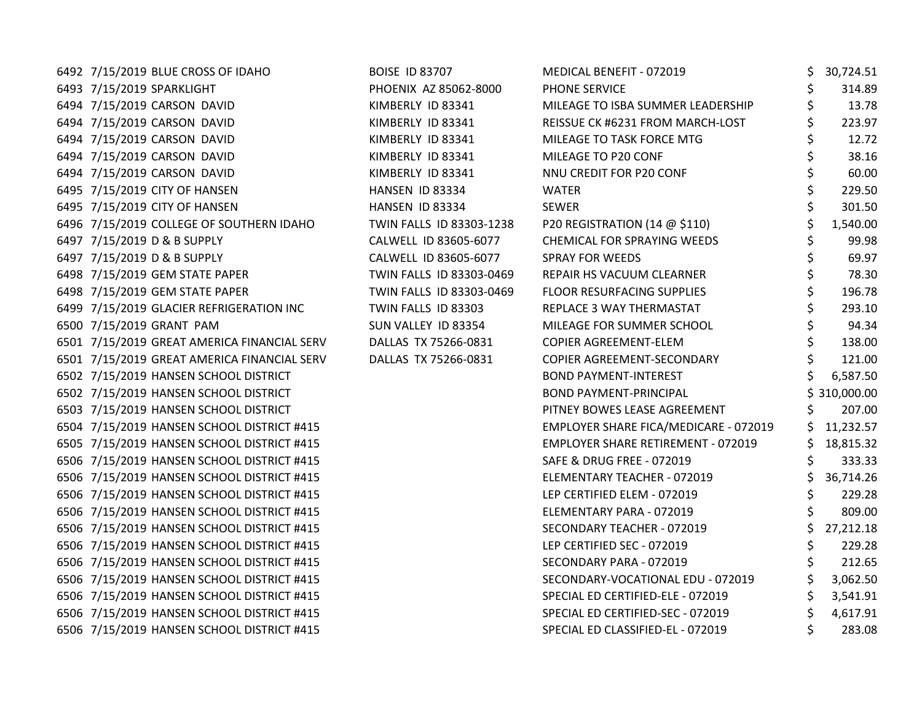| | | | | | |
|---|---|---|---|---|---|
| 6492 | 7/15/2019 | BLUE CROSS OF IDAHO | BOISE ID 83707 | MEDICAL BENEFIT - 072019 | $ 30,724.51 |
| 6493 | 7/15/2019 | SPARKLIGHT | PHOENIX AZ 85062-8000 | PHONE SERVICE | $ 314.89 |
| 6494 | 7/15/2019 | CARSON DAVID | KIMBERLY ID 83341 | MILEAGE TO ISBA SUMMER LEADERSHIP | $ 13.78 |
| 6494 | 7/15/2019 | CARSON DAVID | KIMBERLY ID 83341 | REISSUE CK #6231 FROM MARCH-LOST | $ 223.97 |
| 6494 | 7/15/2019 | CARSON DAVID | KIMBERLY ID 83341 | MILEAGE TO TASK FORCE MTG | $ 12.72 |
| 6494 | 7/15/2019 | CARSON DAVID | KIMBERLY ID 83341 | MILEAGE TO P20 CONF | $ 38.16 |
| 6494 | 7/15/2019 | CARSON DAVID | KIMBERLY ID 83341 | NNU CREDIT FOR P20 CONF | $ 60.00 |
| 6495 | 7/15/2019 | CITY OF HANSEN | HANSEN ID 83334 | WATER | $ 229.50 |
| 6495 | 7/15/2019 | CITY OF HANSEN | HANSEN ID 83334 | SEWER | $ 301.50 |
| 6496 | 7/15/2019 | COLLEGE OF SOUTHERN IDAHO | TWIN FALLS ID 83303-1238 | P20 REGISTRATION (14 @ $110) | $ 1,540.00 |
| 6497 | 7/15/2019 | D & B SUPPLY | CALWELL ID 83605-6077 | CHEMICAL FOR SPRAYING WEEDS | $ 99.98 |
| 6497 | 7/15/2019 | D & B SUPPLY | CALWELL ID 83605-6077 | SPRAY FOR WEEDS | $ 69.97 |
| 6498 | 7/15/2019 | GEM STATE PAPER | TWIN FALLS ID 83303-0469 | REPAIR HS VACUUM CLEARNER | $ 78.30 |
| 6498 | 7/15/2019 | GEM STATE PAPER | TWIN FALLS ID 83303-0469 | FLOOR RESURFACING SUPPLIES | $ 196.78 |
| 6499 | 7/15/2019 | GLACIER REFRIGERATION INC | TWIN FALLS ID 83303 | REPLACE 3 WAY THERMASTAT | $ 293.10 |
| 6500 | 7/15/2019 | GRANT PAM | SUN VALLEY ID 83354 | MILEAGE FOR SUMMER SCHOOL | $ 94.34 |
| 6501 | 7/15/2019 | GREAT AMERICA FINANCIAL SERV | DALLAS TX 75266-0831 | COPIER AGREEMENT-ELEM | $ 138.00 |
| 6501 | 7/15/2019 | GREAT AMERICA FINANCIAL SERV | DALLAS TX 75266-0831 | COPIER AGREEMENT-SECONDARY | $ 121.00 |
| 6502 | 7/15/2019 | HANSEN SCHOOL DISTRICT | | BOND PAYMENT-INTEREST | $ 6,587.50 |
| 6502 | 7/15/2019 | HANSEN SCHOOL DISTRICT | | BOND PAYMENT-PRINCIPAL | $ 310,000.00 |
| 6503 | 7/15/2019 | HANSEN SCHOOL DISTRICT | | PITNEY BOWES LEASE AGREEMENT | $ 207.00 |
| 6504 | 7/15/2019 | HANSEN SCHOOL DISTRICT #415 | | EMPLOYER SHARE FICA/MEDICARE - 072019 | $ 11,232.57 |
| 6505 | 7/15/2019 | HANSEN SCHOOL DISTRICT #415 | | EMPLOYER SHARE RETIREMENT - 072019 | $ 18,815.32 |
| 6506 | 7/15/2019 | HANSEN SCHOOL DISTRICT #415 | | SAFE & DRUG FREE - 072019 | $ 333.33 |
| 6506 | 7/15/2019 | HANSEN SCHOOL DISTRICT #415 | | ELEMENTARY TEACHER - 072019 | $ 36,714.26 |
| 6506 | 7/15/2019 | HANSEN SCHOOL DISTRICT #415 | | LEP CERTIFIED ELEM - 072019 | $ 229.28 |
| 6506 | 7/15/2019 | HANSEN SCHOOL DISTRICT #415 | | ELEMENTARY PARA - 072019 | $ 809.00 |
| 6506 | 7/15/2019 | HANSEN SCHOOL DISTRICT #415 | | SECONDARY TEACHER - 072019 | $ 27,212.18 |
| 6506 | 7/15/2019 | HANSEN SCHOOL DISTRICT #415 | | LEP CERTIFIED SEC - 072019 | $ 229.28 |
| 6506 | 7/15/2019 | HANSEN SCHOOL DISTRICT #415 | | SECONDARY PARA - 072019 | $ 212.65 |
| 6506 | 7/15/2019 | HANSEN SCHOOL DISTRICT #415 | | SECONDARY-VOCATIONAL EDU - 072019 | $ 3,062.50 |
| 6506 | 7/15/2019 | HANSEN SCHOOL DISTRICT #415 | | SPECIAL ED CERTIFIED-ELE - 072019 | $ 3,541.91 |
| 6506 | 7/15/2019 | HANSEN SCHOOL DISTRICT #415 | | SPECIAL ED CERTIFIED-SEC - 072019 | $ 4,617.91 |
| 6506 | 7/15/2019 | HANSEN SCHOOL DISTRICT #415 | | SPECIAL ED CLASSIFIED-EL - 072019 | $ 283.08 |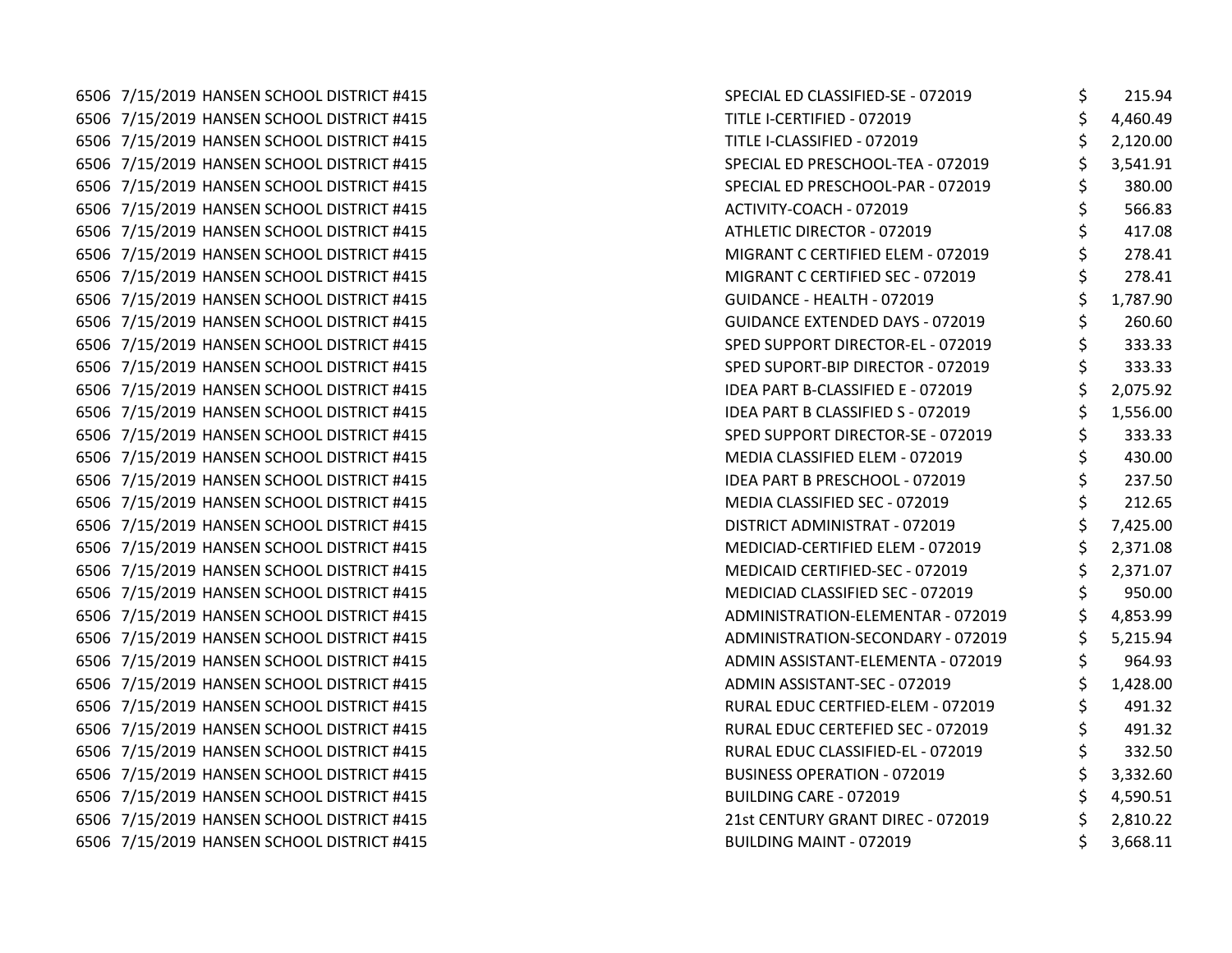| | | | | |
|---|---|---|---|---|
| 6506 | 7/15/2019 | HANSEN SCHOOL DISTRICT #415 | SPECIAL ED CLASSIFIED-SE - 072019 | $ 215.94 |
| 6506 | 7/15/2019 | HANSEN SCHOOL DISTRICT #415 | TITLE I-CERTIFIED - 072019 | $ 4,460.49 |
| 6506 | 7/15/2019 | HANSEN SCHOOL DISTRICT #415 | TITLE I-CLASSIFIED - 072019 | $ 2,120.00 |
| 6506 | 7/15/2019 | HANSEN SCHOOL DISTRICT #415 | SPECIAL ED PRESCHOOL-TEA - 072019 | $ 3,541.91 |
| 6506 | 7/15/2019 | HANSEN SCHOOL DISTRICT #415 | SPECIAL ED PRESCHOOL-PAR - 072019 | $ 380.00 |
| 6506 | 7/15/2019 | HANSEN SCHOOL DISTRICT #415 | ACTIVITY-COACH - 072019 | $ 566.83 |
| 6506 | 7/15/2019 | HANSEN SCHOOL DISTRICT #415 | ATHLETIC DIRECTOR - 072019 | $ 417.08 |
| 6506 | 7/15/2019 | HANSEN SCHOOL DISTRICT #415 | MIGRANT C CERTIFIED ELEM - 072019 | $ 278.41 |
| 6506 | 7/15/2019 | HANSEN SCHOOL DISTRICT #415 | MIGRANT C CERTIFIED SEC - 072019 | $ 278.41 |
| 6506 | 7/15/2019 | HANSEN SCHOOL DISTRICT #415 | GUIDANCE - HEALTH - 072019 | $ 1,787.90 |
| 6506 | 7/15/2019 | HANSEN SCHOOL DISTRICT #415 | GUIDANCE EXTENDED DAYS - 072019 | $ 260.60 |
| 6506 | 7/15/2019 | HANSEN SCHOOL DISTRICT #415 | SPED SUPPORT DIRECTOR-EL - 072019 | $ 333.33 |
| 6506 | 7/15/2019 | HANSEN SCHOOL DISTRICT #415 | SPED SUPORT-BIP DIRECTOR - 072019 | $ 333.33 |
| 6506 | 7/15/2019 | HANSEN SCHOOL DISTRICT #415 | IDEA PART B-CLASSIFIED E - 072019 | $ 2,075.92 |
| 6506 | 7/15/2019 | HANSEN SCHOOL DISTRICT #415 | IDEA PART B CLASSIFIED S - 072019 | $ 1,556.00 |
| 6506 | 7/15/2019 | HANSEN SCHOOL DISTRICT #415 | SPED SUPPORT DIRECTOR-SE - 072019 | $ 333.33 |
| 6506 | 7/15/2019 | HANSEN SCHOOL DISTRICT #415 | MEDIA CLASSIFIED ELEM - 072019 | $ 430.00 |
| 6506 | 7/15/2019 | HANSEN SCHOOL DISTRICT #415 | IDEA PART B PRESCHOOL - 072019 | $ 237.50 |
| 6506 | 7/15/2019 | HANSEN SCHOOL DISTRICT #415 | MEDIA CLASSIFIED SEC - 072019 | $ 212.65 |
| 6506 | 7/15/2019 | HANSEN SCHOOL DISTRICT #415 | DISTRICT ADMINISTRAT - 072019 | $ 7,425.00 |
| 6506 | 7/15/2019 | HANSEN SCHOOL DISTRICT #415 | MEDICIAD-CERTIFIED ELEM - 072019 | $ 2,371.08 |
| 6506 | 7/15/2019 | HANSEN SCHOOL DISTRICT #415 | MEDICAID CERTIFIED-SEC - 072019 | $ 2,371.07 |
| 6506 | 7/15/2019 | HANSEN SCHOOL DISTRICT #415 | MEDICIAD CLASSIFIED SEC - 072019 | $ 950.00 |
| 6506 | 7/15/2019 | HANSEN SCHOOL DISTRICT #415 | ADMINISTRATION-ELEMENTAR - 072019 | $ 4,853.99 |
| 6506 | 7/15/2019 | HANSEN SCHOOL DISTRICT #415 | ADMINISTRATION-SECONDARY - 072019 | $ 5,215.94 |
| 6506 | 7/15/2019 | HANSEN SCHOOL DISTRICT #415 | ADMIN ASSISTANT-ELEMENTA - 072019 | $ 964.93 |
| 6506 | 7/15/2019 | HANSEN SCHOOL DISTRICT #415 | ADMIN ASSISTANT-SEC - 072019 | $ 1,428.00 |
| 6506 | 7/15/2019 | HANSEN SCHOOL DISTRICT #415 | RURAL EDUC CERTFIED-ELEM - 072019 | $ 491.32 |
| 6506 | 7/15/2019 | HANSEN SCHOOL DISTRICT #415 | RURAL EDUC CERTEFIED SEC - 072019 | $ 491.32 |
| 6506 | 7/15/2019 | HANSEN SCHOOL DISTRICT #415 | RURAL EDUC CLASSIFIED-EL - 072019 | $ 332.50 |
| 6506 | 7/15/2019 | HANSEN SCHOOL DISTRICT #415 | BUSINESS OPERATION - 072019 | $ 3,332.60 |
| 6506 | 7/15/2019 | HANSEN SCHOOL DISTRICT #415 | BUILDING CARE - 072019 | $ 4,590.51 |
| 6506 | 7/15/2019 | HANSEN SCHOOL DISTRICT #415 | 21st CENTURY GRANT DIREC - 072019 | $ 2,810.22 |
| 6506 | 7/15/2019 | HANSEN SCHOOL DISTRICT #415 | BUILDING MAINT - 072019 | $ 3,668.11 |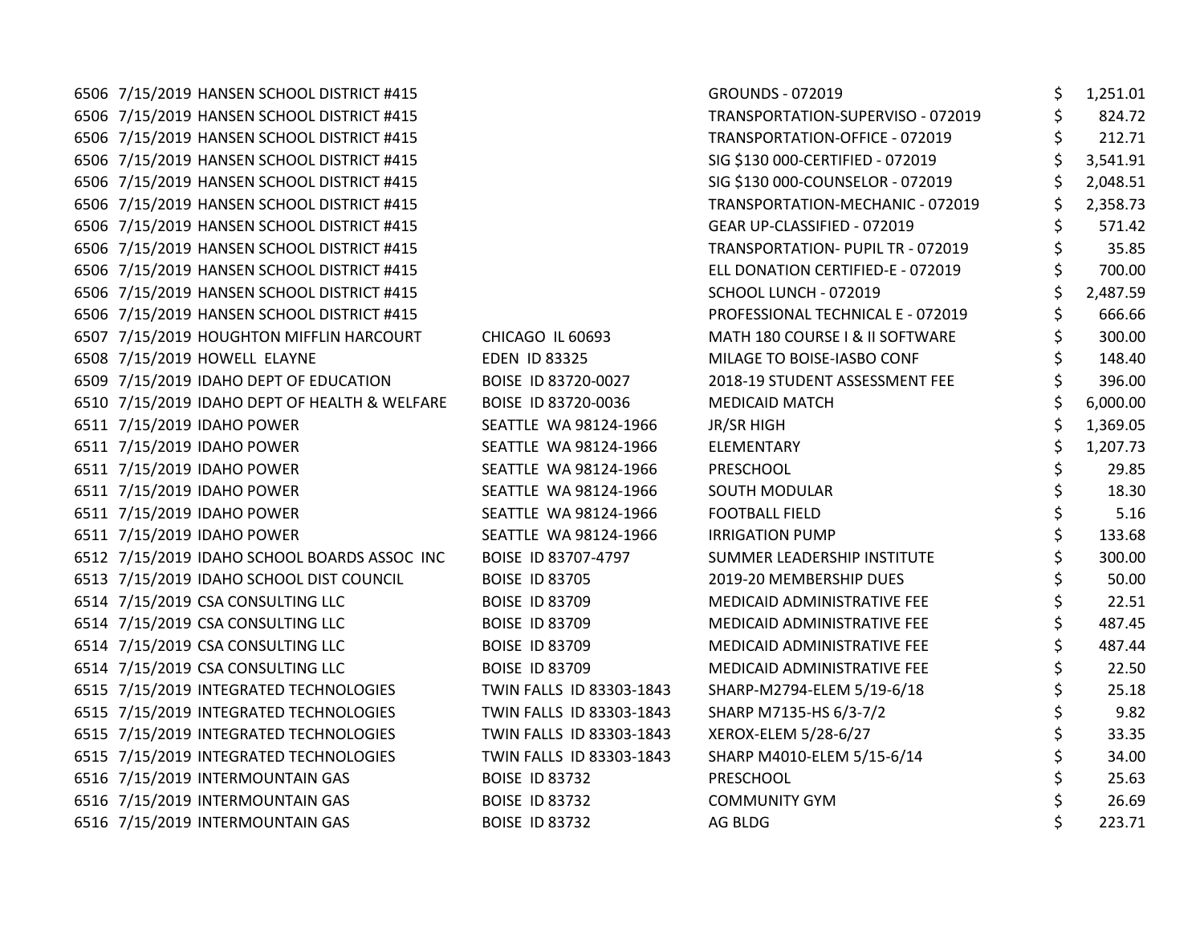| | | | | | |
|---|---|---|---|---|---|
| 6506 | 7/15/2019 | HANSEN SCHOOL DISTRICT #415 | | GROUNDS - 072019 | $ 1,251.01 |
| 6506 | 7/15/2019 | HANSEN SCHOOL DISTRICT #415 | | TRANSPORTATION-SUPERVISO - 072019 | $ 824.72 |
| 6506 | 7/15/2019 | HANSEN SCHOOL DISTRICT #415 | | TRANSPORTATION-OFFICE - 072019 | $ 212.71 |
| 6506 | 7/15/2019 | HANSEN SCHOOL DISTRICT #415 | | SIG $130 000-CERTIFIED - 072019 | $ 3,541.91 |
| 6506 | 7/15/2019 | HANSEN SCHOOL DISTRICT #415 | | SIG $130 000-COUNSELOR - 072019 | $ 2,048.51 |
| 6506 | 7/15/2019 | HANSEN SCHOOL DISTRICT #415 | | TRANSPORTATION-MECHANIC - 072019 | $ 2,358.73 |
| 6506 | 7/15/2019 | HANSEN SCHOOL DISTRICT #415 | | GEAR UP-CLASSIFIED - 072019 | $ 571.42 |
| 6506 | 7/15/2019 | HANSEN SCHOOL DISTRICT #415 | | TRANSPORTATION- PUPIL TR - 072019 | $ 35.85 |
| 6506 | 7/15/2019 | HANSEN SCHOOL DISTRICT #415 | | ELL DONATION CERTIFIED-E - 072019 | $ 700.00 |
| 6506 | 7/15/2019 | HANSEN SCHOOL DISTRICT #415 | | SCHOOL LUNCH - 072019 | $ 2,487.59 |
| 6506 | 7/15/2019 | HANSEN SCHOOL DISTRICT #415 | | PROFESSIONAL TECHNICAL E - 072019 | $ 666.66 |
| 6507 | 7/15/2019 | HOUGHTON MIFFLIN HARCOURT | CHICAGO IL 60693 | MATH 180 COURSE I & II SOFTWARE | $ 300.00 |
| 6508 | 7/15/2019 | HOWELL ELAYNE | EDEN ID 83325 | MILAGE TO BOISE-IASBO CONF | $ 148.40 |
| 6509 | 7/15/2019 | IDAHO DEPT OF EDUCATION | BOISE ID 83720-0027 | 2018-19 STUDENT ASSESSMENT FEE | $ 396.00 |
| 6510 | 7/15/2019 | IDAHO DEPT OF HEALTH & WELFARE | BOISE ID 83720-0036 | MEDICAID MATCH | $ 6,000.00 |
| 6511 | 7/15/2019 | IDAHO POWER | SEATTLE WA 98124-1966 | JR/SR HIGH | $ 1,369.05 |
| 6511 | 7/15/2019 | IDAHO POWER | SEATTLE WA 98124-1966 | ELEMENTARY | $ 1,207.73 |
| 6511 | 7/15/2019 | IDAHO POWER | SEATTLE WA 98124-1966 | PRESCHOOL | $ 29.85 |
| 6511 | 7/15/2019 | IDAHO POWER | SEATTLE WA 98124-1966 | SOUTH MODULAR | $ 18.30 |
| 6511 | 7/15/2019 | IDAHO POWER | SEATTLE WA 98124-1966 | FOOTBALL FIELD | $ 5.16 |
| 6511 | 7/15/2019 | IDAHO POWER | SEATTLE WA 98124-1966 | IRRIGATION PUMP | $ 133.68 |
| 6512 | 7/15/2019 | IDAHO SCHOOL BOARDS ASSOC INC | BOISE ID 83707-4797 | SUMMER LEADERSHIP INSTITUTE | $ 300.00 |
| 6513 | 7/15/2019 | IDAHO SCHOOL DIST COUNCIL | BOISE ID 83705 | 2019-20 MEMBERSHIP DUES | $ 50.00 |
| 6514 | 7/15/2019 | CSA CONSULTING LLC | BOISE ID 83709 | MEDICAID ADMINISTRATIVE FEE | $ 22.51 |
| 6514 | 7/15/2019 | CSA CONSULTING LLC | BOISE ID 83709 | MEDICAID ADMINISTRATIVE FEE | $ 487.45 |
| 6514 | 7/15/2019 | CSA CONSULTING LLC | BOISE ID 83709 | MEDICAID ADMINISTRATIVE FEE | $ 487.44 |
| 6514 | 7/15/2019 | CSA CONSULTING LLC | BOISE ID 83709 | MEDICAID ADMINISTRATIVE FEE | $ 22.50 |
| 6515 | 7/15/2019 | INTEGRATED TECHNOLOGIES | TWIN FALLS ID 83303-1843 | SHARP-M2794-ELEM 5/19-6/18 | $ 25.18 |
| 6515 | 7/15/2019 | INTEGRATED TECHNOLOGIES | TWIN FALLS ID 83303-1843 | SHARP M7135-HS 6/3-7/2 | $ 9.82 |
| 6515 | 7/15/2019 | INTEGRATED TECHNOLOGIES | TWIN FALLS ID 83303-1843 | XEROX-ELEM 5/28-6/27 | $ 33.35 |
| 6515 | 7/15/2019 | INTEGRATED TECHNOLOGIES | TWIN FALLS ID 83303-1843 | SHARP M4010-ELEM 5/15-6/14 | $ 34.00 |
| 6516 | 7/15/2019 | INTERMOUNTAIN GAS | BOISE ID 83732 | PRESCHOOL | $ 25.63 |
| 6516 | 7/15/2019 | INTERMOUNTAIN GAS | BOISE ID 83732 | COMMUNITY GYM | $ 26.69 |
| 6516 | 7/15/2019 | INTERMOUNTAIN GAS | BOISE ID 83732 | AG BLDG | $ 223.71 |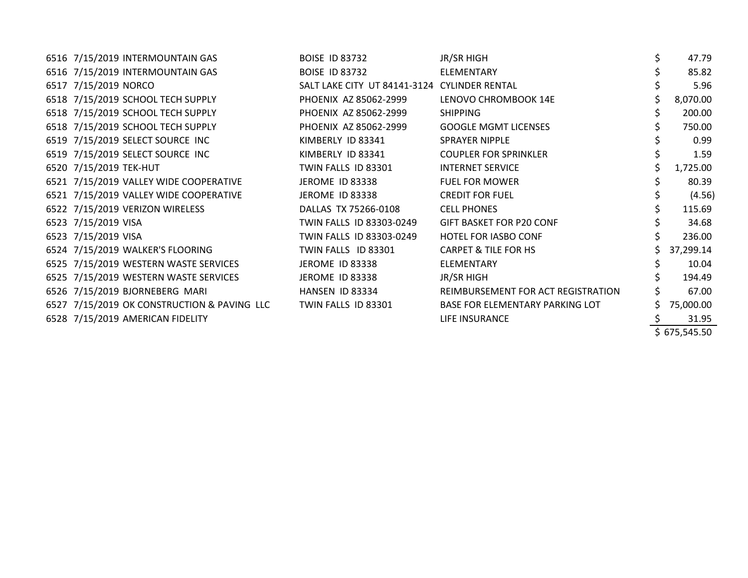| | | | | | |
|---|---|---|---|---|---|
| 6516 | 7/15/2019 | INTERMOUNTAIN GAS | BOISE ID 83732 | JR/SR HIGH | $ 47.79 |
| 6516 | 7/15/2019 | INTERMOUNTAIN GAS | BOISE ID 83732 | ELEMENTARY | $ 85.82 |
| 6517 | 7/15/2019 | NORCO | SALT LAKE CITY UT 84141-3124 | CYLINDER RENTAL | $ 5.96 |
| 6518 | 7/15/2019 | SCHOOL TECH SUPPLY | PHOENIX AZ 85062-2999 | LENOVO CHROMBOOK 14E | $ 8,070.00 |
| 6518 | 7/15/2019 | SCHOOL TECH SUPPLY | PHOENIX AZ 85062-2999 | SHIPPING | $ 200.00 |
| 6518 | 7/15/2019 | SCHOOL TECH SUPPLY | PHOENIX AZ 85062-2999 | GOOGLE MGMT LICENSES | $ 750.00 |
| 6519 | 7/15/2019 | SELECT SOURCE INC | KIMBERLY ID 83341 | SPRAYER NIPPLE | $ 0.99 |
| 6519 | 7/15/2019 | SELECT SOURCE INC | KIMBERLY ID 83341 | COUPLER FOR SPRINKLER | $ 1.59 |
| 6520 | 7/15/2019 | TEK-HUT | TWIN FALLS ID 83301 | INTERNET SERVICE | $ 1,725.00 |
| 6521 | 7/15/2019 | VALLEY WIDE COOPERATIVE | JEROME ID 83338 | FUEL FOR MOWER | $ 80.39 |
| 6521 | 7/15/2019 | VALLEY WIDE COOPERATIVE | JEROME ID 83338 | CREDIT FOR FUEL | $ (4.56) |
| 6522 | 7/15/2019 | VERIZON WIRELESS | DALLAS TX 75266-0108 | CELL PHONES | $ 115.69 |
| 6523 | 7/15/2019 | VISA | TWIN FALLS ID 83303-0249 | GIFT BASKET FOR P20 CONF | $ 34.68 |
| 6523 | 7/15/2019 | VISA | TWIN FALLS ID 83303-0249 | HOTEL FOR IASBO CONF | $ 236.00 |
| 6524 | 7/15/2019 | WALKER'S FLOORING | TWIN FALLS ID 83301 | CARPET & TILE FOR HS | $ 37,299.14 |
| 6525 | 7/15/2019 | WESTERN WASTE SERVICES | JEROME ID 83338 | ELEMENTARY | $ 10.04 |
| 6525 | 7/15/2019 | WESTERN WASTE SERVICES | JEROME ID 83338 | JR/SR HIGH | $ 194.49 |
| 6526 | 7/15/2019 | BJORNEBERG MARI | HANSEN ID 83334 | REIMBURSEMENT FOR ACT REGISTRATION | $ 67.00 |
| 6527 | 7/15/2019 | OK CONSTRUCTION & PAVING LLC | TWIN FALLS ID 83301 | BASE FOR ELEMENTARY PARKING LOT | $ 75,000.00 |
| 6528 | 7/15/2019 | AMERICAN FIDELITY | | LIFE INSURANCE | $ 31.95 |
| | | | | | $ 675,545.50 |